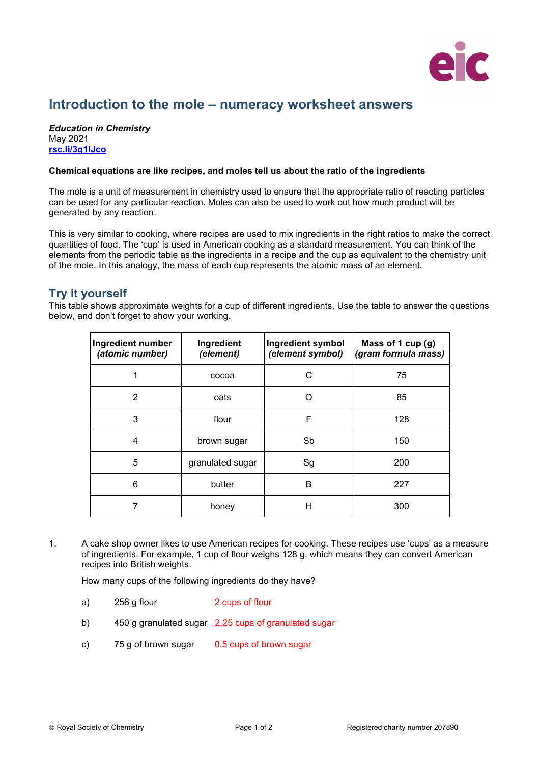# Introduction to the mole – numeracy worksheet answers

***Education in Chemistry***
May 2021
[rsc.li/3q1lJco](rsc.li/3q1lJco)

**Chemical equations are like recipes, and moles tell us about the ratio of the ingredients**

The mole is a unit of measurement in chemistry used to ensure that the appropriate ratio of reacting particles can be used for any particular reaction. Moles can also be used to work out how much product will be generated by any reaction.

This is very similar to cooking, where recipes are used to mix ingredients in the right ratios to make the correct quantities of food. The 'cup' is used in American cooking as a standard measurement. You can think of the elements from the periodic table as the ingredients in a recipe and the cup as equivalent to the chemistry unit of the mole. In this analogy, the mass of each cup represents the atomic mass of an element.

## Try it yourself

This table shows approximate weights for a cup of different ingredients. Use the table to answer the questions below, and don't forget to show your working.

| **Ingredient number** *(atomic number)* | **Ingredient** *(element)* | **Ingredient symbol** *(element symbol)* | **Mass of 1 cup (g)** *(gram formula mass)* |
|---|---|---|---|
| 1 | cocoa | C | 75 |
| 2 | oats | O | 85 |
| 3 | flour | F | 128 |
| 4 | brown sugar | Sb | 150 |
| 5 | granulated sugar | Sg | 200 |
| 6 | butter | B | 227 |
| 7 | honey | H | 300 |

1. A cake shop owner likes to use American recipes for cooking. These recipes use 'cups' as a measure of ingredients. For example, 1 cup of flour weighs 128 g, which means they can convert American recipes into British weights.

   How many cups of the following ingredients do they have?

   a) 256 g flour 2 cups of flour

   b) 450 g granulated sugar 2.25 cups of granulated sugar

   c) 75 g of brown sugar 0.5 cups of brown sugar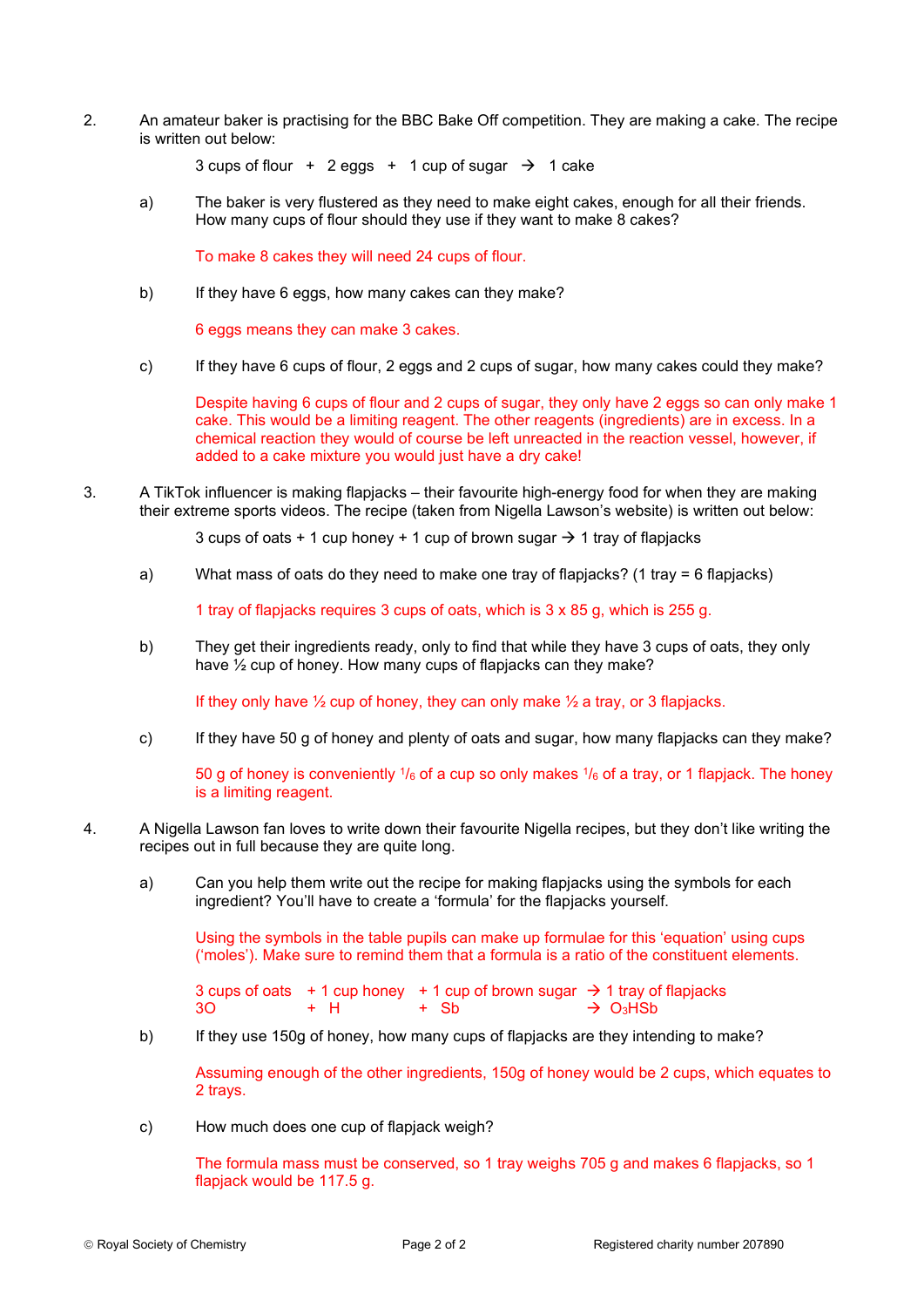2. An amateur baker is practising for the BBC Bake Off competition. They are making a cake. The recipe is written out below:

   3 cups of flour + 2 eggs + 1 cup of sugar → 1 cake

   a) The baker is very flustered as they need to make eight cakes, enough for all their friends. How many cups of flour should they use if they want to make 8 cakes?

      To make 8 cakes they will need 24 cups of flour.

   b) If they have 6 eggs, how many cakes can they make?

      6 eggs means they can make 3 cakes.

   c) If they have 6 cups of flour, 2 eggs and 2 cups of sugar, how many cakes could they make?

      Despite having 6 cups of flour and 2 cups of sugar, they only have 2 eggs so can only make 1 cake. This would be a limiting reagent. The other reagents (ingredients) are in excess. In a chemical reaction they would of course be left unreacted in the reaction vessel, however, if added to a cake mixture you would just have a dry cake!

3. A TikTok influencer is making flapjacks – their favourite high-energy food for when they are making their extreme sports videos. The recipe (taken from Nigella Lawson's website) is written out below:

   3 cups of oats + 1 cup honey + 1 cup of brown sugar → 1 tray of flapjacks

   a) What mass of oats do they need to make one tray of flapjacks? (1 tray = 6 flapjacks)

      1 tray of flapjacks requires 3 cups of oats, which is 3 x 85 g, which is 255 g.

   b) They get their ingredients ready, only to find that while they have 3 cups of oats, they only have ½ cup of honey. How many cups of flapjacks can they make?

      If they only have ½ cup of honey, they can only make ½ a tray, or 3 flapjacks.

   c) If they have 50 g of honey and plenty of oats and sugar, how many flapjacks can they make?

      50 g of honey is conveniently $^{1}/_{6}$ of a cup so only makes $^{1}/_{6}$ of a tray, or 1 flapjack. The honey is a limiting reagent.

4. A Nigella Lawson fan loves to write down their favourite Nigella recipes, but they don't like writing the recipes out in full because they are quite long.

   a) Can you help them write out the recipe for making flapjacks using the symbols for each ingredient? You'll have to create a 'formula' for the flapjacks yourself.

      Using the symbols in the table pupils can make up formulae for this 'equation' using cups ('moles'). Make sure to remind them that a formula is a ratio of the constituent elements.

      3 cups of oats + 1 cup honey + 1 cup of brown sugar → 1 tray of flapjacks
      3O + H + Sb → $O_3HSb$

   b) If they use 150g of honey, how many cups of flapjacks are they intending to make?

      Assuming enough of the other ingredients, 150g of honey would be 2 cups, which equates to 2 trays.

   c) How much does one cup of flapjack weigh?

      The formula mass must be conserved, so 1 tray weighs 705 g and makes 6 flapjacks, so 1 flapjack would be 117.5 g.